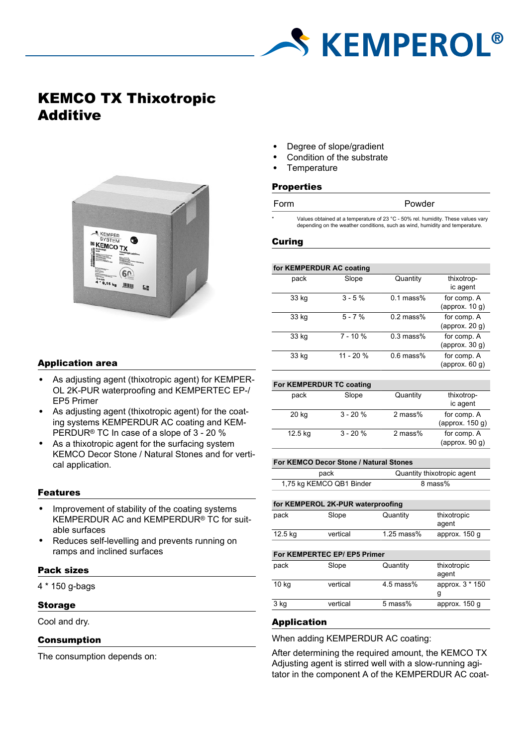# KEMCO TX Thixotropic Additive

## Application area

- As adjusting agent (thixotropic agent) for KEMPEROL 2K-PUR waterproofing and KEMPERTEC EP-/EP5 Primer
- As adjusting agent (thixotropic agent) for the coating systems KEMPERDUR AC coating and KEMPERDUR® TC In case of a slope of 3 - 20 %
- As a thixotropic agent for the surfacing system KEMCO Decor Stone / Natural Stones and for vertical application.

## Features

- Improvement of stability of the coating systems KEMPERDUR AC and KEMPERDUR® TC for suitable surfaces
- Reduces self-levelling and prevents running on ramps and inclined surfaces

## Pack sizes

4 * 150 g-bags

## Storage

Cool and dry.

## Consumption

The consumption depends on:

- Degree of slope/gradient
- Condition of the substrate
- Temperature

## Properties

| Form | Powder |
|---|---|

\* Values obtained at a temperature of 23 °C - 50% rel. humidity. These values vary depending on the weather conditions, such as wind, humidity and temperature.

## Curing

**for KEMPERDUR AC coating**

| pack | Slope | Quantity | thixotropic agent |
|---|---|---|---|
| 33 kg | 3 - 5 % | 0.1 mass% | for comp. A (approx. 10 g) |
| 33 kg | 5 - 7 % | 0.2 mass% | for comp. A (approx. 20 g) |
| 33 kg | 7 - 10 % | 0.3 mass% | for comp. A (approx. 30 g) |
| 33 kg | 11 - 20 % | 0.6 mass% | for comp. A (approx. 60 g) |

**For KEMPERDUR TC coating**

| pack | Slope | Quantity | thixotropic agent |
|---|---|---|---|
| 20 kg | 3 - 20 % | 2 mass% | for comp. A (approx. 150 g) |
| 12.5 kg | 3 - 20 % | 2 mass% | for comp. A (approx. 90 g) |

**For KEMCO Decor Stone / Natural Stones**

| pack | Quantity thixotropic agent |
|---|---|
| 1,75 kg KEMCO QB1 Binder | 8 mass% |

**for KEMPEROL 2K-PUR waterproofing**

| pack | Slope | Quantity | thixotropic agent |
|---|---|---|---|
| 12.5 kg | vertical | 1.25 mass% | approx. 150 g |

**For KEMPERTEC EP/ EP5 Primer**

| pack | Slope | Quantity | thixotropic agent |
|---|---|---|---|
| 10 kg | vertical | 4.5 mass% | approx. 3 * 150 g |
| 3 kg | vertical | 5 mass% | approx. 150 g |

## Application

When adding KEMPERDUR AC coating:

After determining the required amount, the KEMCO TX Adjusting agent is stirred well with a slow-running agitator in the component A of the KEMPERDUR AC coat-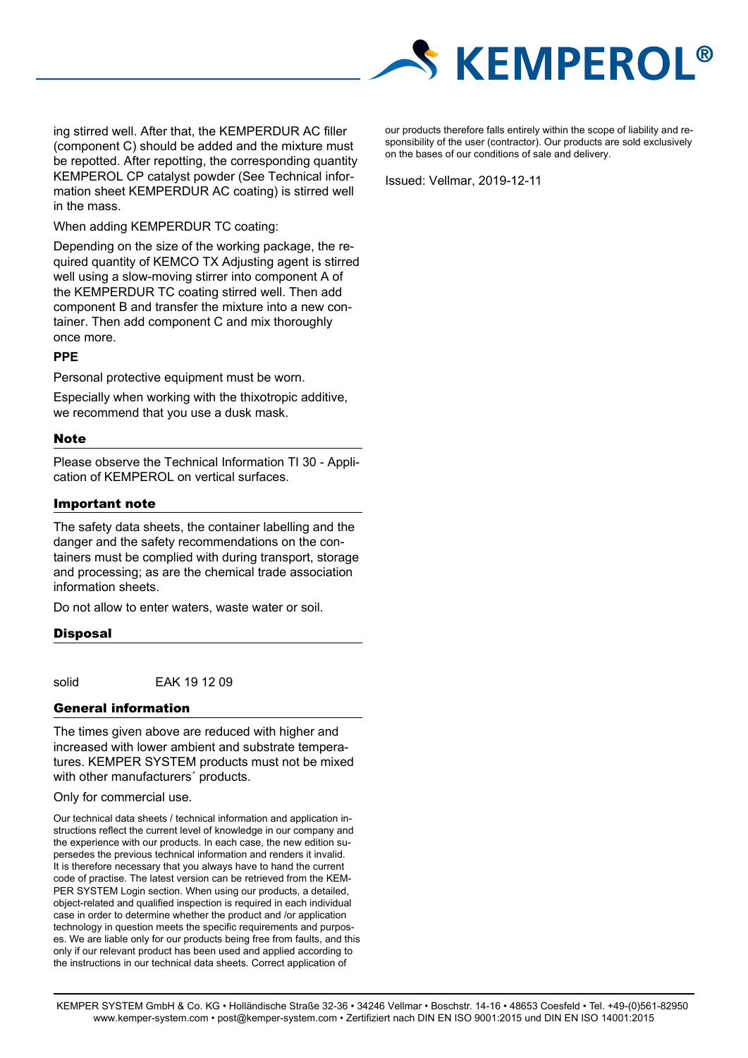ing stirred well. After that, the KEMPERDUR AC filler (component C) should be added and the mixture must be repotted. After repotting, the corresponding quantity KEMPEROL CP catalyst powder (See Technical information sheet KEMPERDUR AC coating) is stirred well in the mass.

When adding KEMPERDUR TC coating:

Depending on the size of the working package, the required quantity of KEMCO TX Adjusting agent is stirred well using a slow-moving stirrer into component A of the KEMPERDUR TC coating stirred well. Then add component B and transfer the mixture into a new container. Then add component C and mix thoroughly once more.

**PPE**

Personal protective equipment must be worn.

Especially when working with the thixotropic additive, we recommend that you use a dusk mask.

## Note

Please observe the Technical Information TI 30 - Application of KEMPEROL on vertical surfaces.

## Important note

The safety data sheets, the container labelling and the danger and the safety recommendations on the containers must be complied with during transport, storage and processing; as are the chemical trade association information sheets.

Do not allow to enter waters, waste water or soil.

## Disposal

| | |
|---|---|
| solid | EAK 19 12 09 |

## General information

The times given above are reduced with higher and increased with lower ambient and substrate temperatures. KEMPER SYSTEM products must not be mixed with other manufacturers´ products.

Only for commercial use.

Our technical data sheets / technical information and application instructions reflect the current level of knowledge in our company and the experience with our products. In each case, the new edition supersedes the previous technical information and renders it invalid. It is therefore necessary that you always have to hand the current code of practise. The latest version can be retrieved from the KEMPER SYSTEM Login section. When using our products, a detailed, object-related and qualified inspection is required in each individual case in order to determine whether the product and /or application technology in question meets the specific requirements and purposes. We are liable only for our products being free from faults, and this only if our relevant product has been used and applied according to the instructions in our technical data sheets. Correct application of our products therefore falls entirely within the scope of liability and responsibility of the user (contractor). Our products are sold exclusively on the bases of our conditions of sale and delivery.

Issued: Vellmar, 2019-12-11